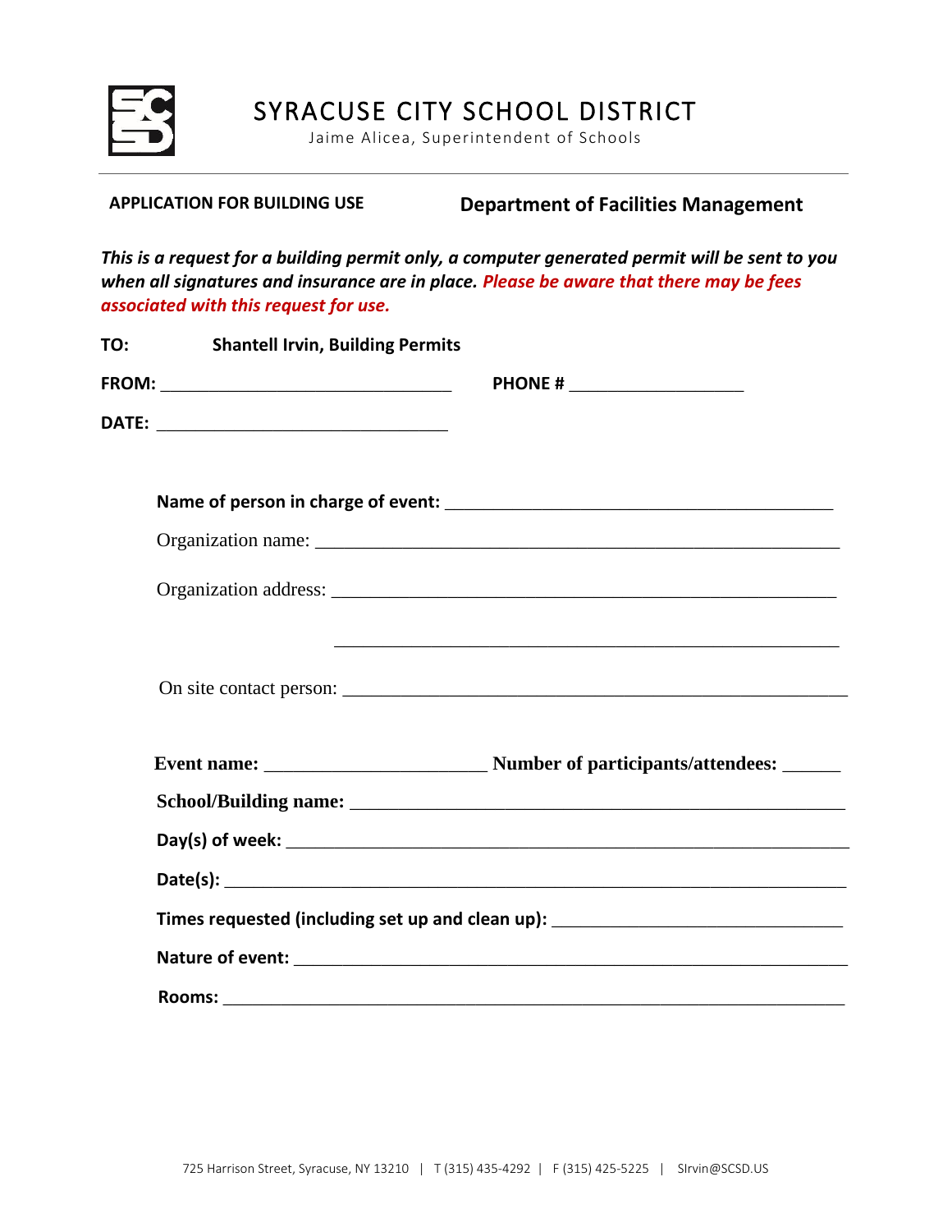# SYRACUSE CITY SCHOOL DISTRICT

Jaime Alicea, Superintendent of Schools

---

**APPLICATION FOR BUILDING USE** **Department of Facilities Management**

***This is a request for a building permit only, a computer generated permit will be sent to you when all signatures and insurance are in place. Please be aware that there may be fees associated with this request for use.***

**TO:** **Shantell Irvin, Building Permits**

**FROM:** _______________________________ **PHONE #** __________________

**DATE:** _______________________________

**Name of person in charge of event:** _________________________________________

Organization name: ________________________________________________________

Organization address: ______________________________________________________

______________________________________________________

On site contact person: _____________________________________________________

**Event name:** _______________________ **Number of participants/attendees:** ______

**School/Building name:** _____________________________________________________

**Day(s) of week:** __________________________________________________________

**Date(s):** _________________________________________________________________

**Times requested (including set up and clean up):** ______________________________

**Nature of event:** __________________________________________________________

**Rooms:** __________________________________________________________________

725 Harrison Street, Syracuse, NY 13210 | T (315) 435-4292 | F (315) 425-5225 | SIrvin@SCSD.US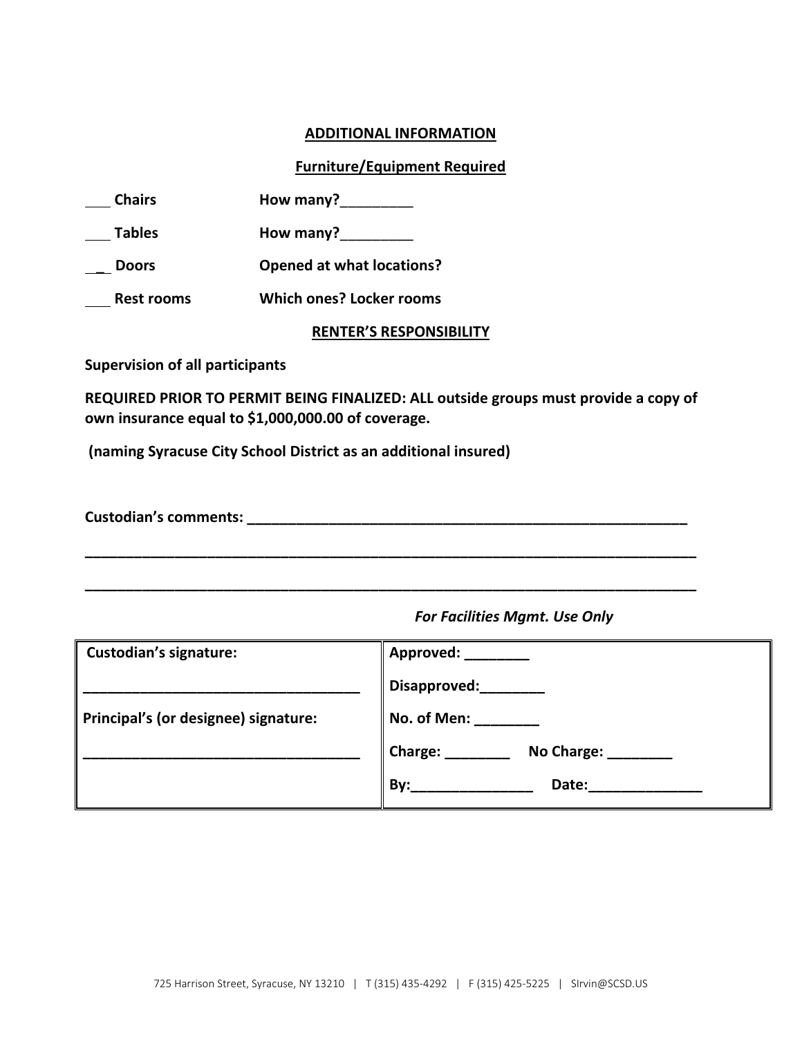## ADDITIONAL INFORMATION

### Furniture/Equipment Required

___ **Chairs** **How many?**_________

___ **Tables** **How many?**_________

_ _ **Doors** **Opened at what locations?**

___ **Rest rooms** **Which ones? Locker rooms**

### RENTER'S RESPONSIBILITY

**Supervision of all participants**

**REQUIRED PRIOR TO PERMIT BEING FINALIZED: ALL outside groups must provide a copy of own insurance equal to $1,000,000.00 of coverage.**

**(naming Syracuse City School District as an additional insured)**

**Custodian's comments:** ________________________________________________________

________________________________________________________________________________

________________________________________________________________________________

*For Facilities Mgmt. Use Only*

| | |
|---|---|
| **Custodian's signature:** | **Approved:** ________ |
| __________________________________ | **Disapproved:**________ |
| **Principal's (or designee) signature:** | **No. of Men:** ________ |
| __________________________________ | **Charge:** ________ **No Charge:** ________ |
| | **By:**_______________ **Date:**______________ |